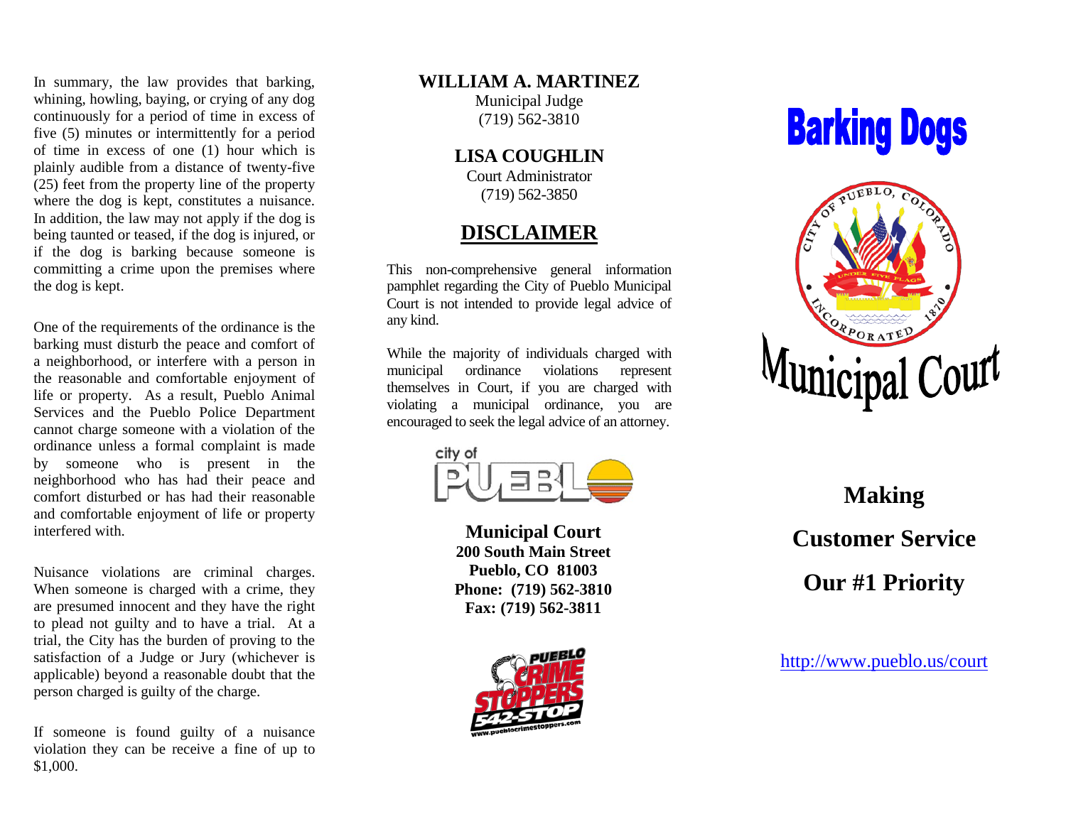In summary, the law provides that barking, whining, howling, baying, or crying of any dog continuously for a period of time in excess of five (5) minutes or intermittently for a period of time in excess of one (1) hour which is plainly audible from a distance of twenty-five (25) feet from the property line of the property where the dog is kept, constitutes a nuisance. In addition, the law may not apply if the dog is being taunted or teased, if the dog is injured, or if the dog is barking because someone is committing a crime upon the premises where the dog is kept.

One of the requirements of the ordinance is the barking must disturb the peace and comfort of a neighborhood, or interfere with a person in the reasonable and comfortable enjoyment of life or property. As a result, Pueblo Animal Services and the Pueblo Police Department cannot charge someone with a violation of the ordinance unless a formal complaint is made by someone who is present in the neighborhood who has had their peace and comfort disturbed or has had their reasonable and comfortable enjoyment of life or property interfered with.

Nuisance violations are criminal charges. When someone is charged with a crime, they are presumed innocent and they have the right to plead not guilty and to have a trial. At a trial, the City has the burden of proving to the satisfaction of a Judge or Jury (whichever is applicable) beyond a reasonable doubt that the person charged is guilty of the charge.

If someone is found guilty of a nuisance violation they can be receive a fine of up to $1,000.

**WILLIAM A. MARTINEZ**
Municipal Judge
(719) 562-3810

**LISA COUGHLIN**
Court Administrator
(719) 562-3850

## DISCLAIMER

This non-comprehensive general information pamphlet regarding the City of Pueblo Municipal Court is not intended to provide legal advice of any kind.

While the majority of individuals charged with municipal ordinance violations represent themselves in Court, if you are charged with violating a municipal ordinance, you are encouraged to seek the legal advice of an attorney.

**Municipal Court**
**200 South Main Street**
**Pueblo, CO 81003**
**Phone: (719) 562-3810**
**Fax: (719) 562-3811**

# Barking Dogs

# Municipal Court

## Making Customer Service Our #1 Priority

http://www.pueblo.us/court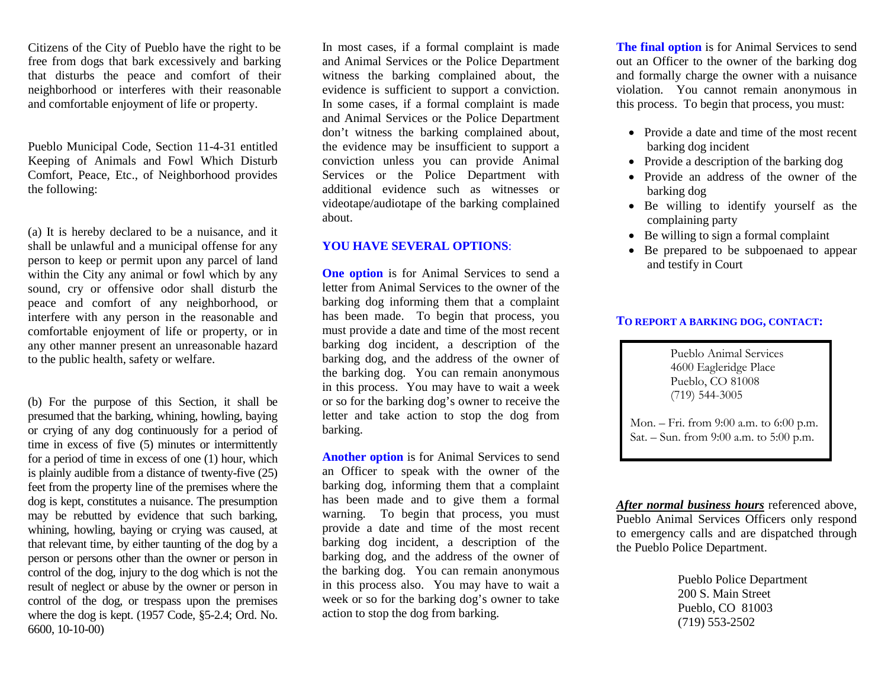Citizens of the City of Pueblo have the right to be free from dogs that bark excessively and barking that disturbs the peace and comfort of their neighborhood or interferes with their reasonable and comfortable enjoyment of life or property.

Pueblo Municipal Code, Section 11-4-31 entitled Keeping of Animals and Fowl Which Disturb Comfort, Peace, Etc., of Neighborhood provides the following:

(a) It is hereby declared to be a nuisance, and it shall be unlawful and a municipal offense for any person to keep or permit upon any parcel of land within the City any animal or fowl which by any sound, cry or offensive odor shall disturb the peace and comfort of any neighborhood, or interfere with any person in the reasonable and comfortable enjoyment of life or property, or in any other manner present an unreasonable hazard to the public health, safety or welfare.

(b) For the purpose of this Section, it shall be presumed that the barking, whining, howling, baying or crying of any dog continuously for a period of time in excess of five (5) minutes or intermittently for a period of time in excess of one (1) hour, which is plainly audible from a distance of twenty-five (25) feet from the property line of the premises where the dog is kept, constitutes a nuisance. The presumption may be rebutted by evidence that such barking, whining, howling, baying or crying was caused, at that relevant time, by either taunting of the dog by a person or persons other than the owner or person in control of the dog, injury to the dog which is not the result of neglect or abuse by the owner or person in control of the dog, or trespass upon the premises where the dog is kept. (1957 Code, §5-2.4; Ord. No. 6600, 10-10-00)

In most cases, if a formal complaint is made and Animal Services or the Police Department witness the barking complained about, the evidence is sufficient to support a conviction. In some cases, if a formal complaint is made and Animal Services or the Police Department don't witness the barking complained about, the evidence may be insufficient to support a conviction unless you can provide Animal Services or the Police Department with additional evidence such as witnesses or videotape/audiotape of the barking complained about.

## YOU HAVE SEVERAL OPTIONS:

**One option** is for Animal Services to send a letter from Animal Services to the owner of the barking dog informing them that a complaint has been made. To begin that process, you must provide a date and time of the most recent barking dog incident, a description of the barking dog, and the address of the owner of the barking dog. You can remain anonymous in this process. You may have to wait a week or so for the barking dog's owner to receive the letter and take action to stop the dog from barking.

**Another option** is for Animal Services to send an Officer to speak with the owner of the barking dog, informing them that a complaint has been made and to give them a formal warning. To begin that process, you must provide a date and time of the most recent barking dog incident, a description of the barking dog, and the address of the owner of the barking dog. You can remain anonymous in this process also. You may have to wait a week or so for the barking dog's owner to take action to stop the dog from barking.

**The final option** is for Animal Services to send out an Officer to the owner of the barking dog and formally charge the owner with a nuisance violation. You cannot remain anonymous in this process. To begin that process, you must:

- Provide a date and time of the most recent barking dog incident
- Provide a description of the barking dog
- Provide an address of the owner of the barking dog
- Be willing to identify yourself as the complaining party
- Be willing to sign a formal complaint
- Be prepared to be subpoenaed to appear and testify in Court

## TO REPORT A BARKING DOG, CONTACT:

Pueblo Animal Services
4600 Eagleridge Place
Pueblo, CO 81008
(719) 544-3005

Mon. – Fri. from 9:00 a.m. to 6:00 p.m.
Sat. – Sun. from 9:00 a.m. to 5:00 p.m.

***After normal business hours*** referenced above, Pueblo Animal Services Officers only respond to emergency calls and are dispatched through the Pueblo Police Department.

Pueblo Police Department
200 S. Main Street
Pueblo, CO 81003
(719) 553-2502